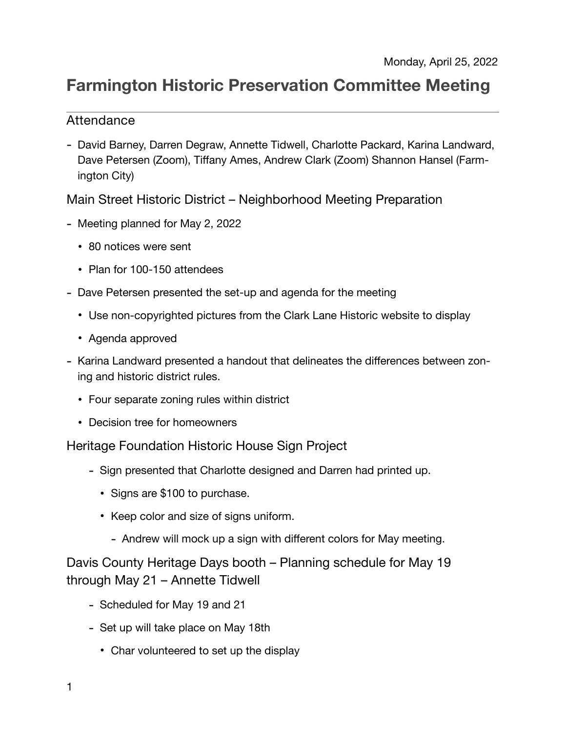Monday, April 25, 2022

# Farmington Historic Preservation Committee Meeting

## Attendance

- David Barney, Darren Degraw, Annette Tidwell, Charlotte Packard, Karina Landward, Dave Petersen (Zoom), Tiffany Ames, Andrew Clark (Zoom) Shannon Hansel (Farmington City)

## Main Street Historic District – Neighborhood Meeting Preparation

- Meeting planned for May 2, 2022
  - 80 notices were sent
  - Plan for 100-150 attendees
- Dave Petersen presented the set-up and agenda for the meeting
  - Use non-copyrighted pictures from the Clark Lane Historic website to display
  - Agenda approved
- Karina Landward presented a handout that delineates the differences between zoning and historic district rules.
  - Four separate zoning rules within district
  - Decision tree for homeowners

## Heritage Foundation Historic House Sign Project

- Sign presented that Charlotte designed and Darren had printed up.
  - Signs are $100 to purchase.
  - Keep color and size of signs uniform.
    - Andrew will mock up a sign with different colors for May meeting.

## Davis County Heritage Days booth – Planning schedule for May 19 through May 21 – Annette Tidwell

- Scheduled for May 19 and 21
- Set up will take place on May 18th
  - Char volunteered to set up the display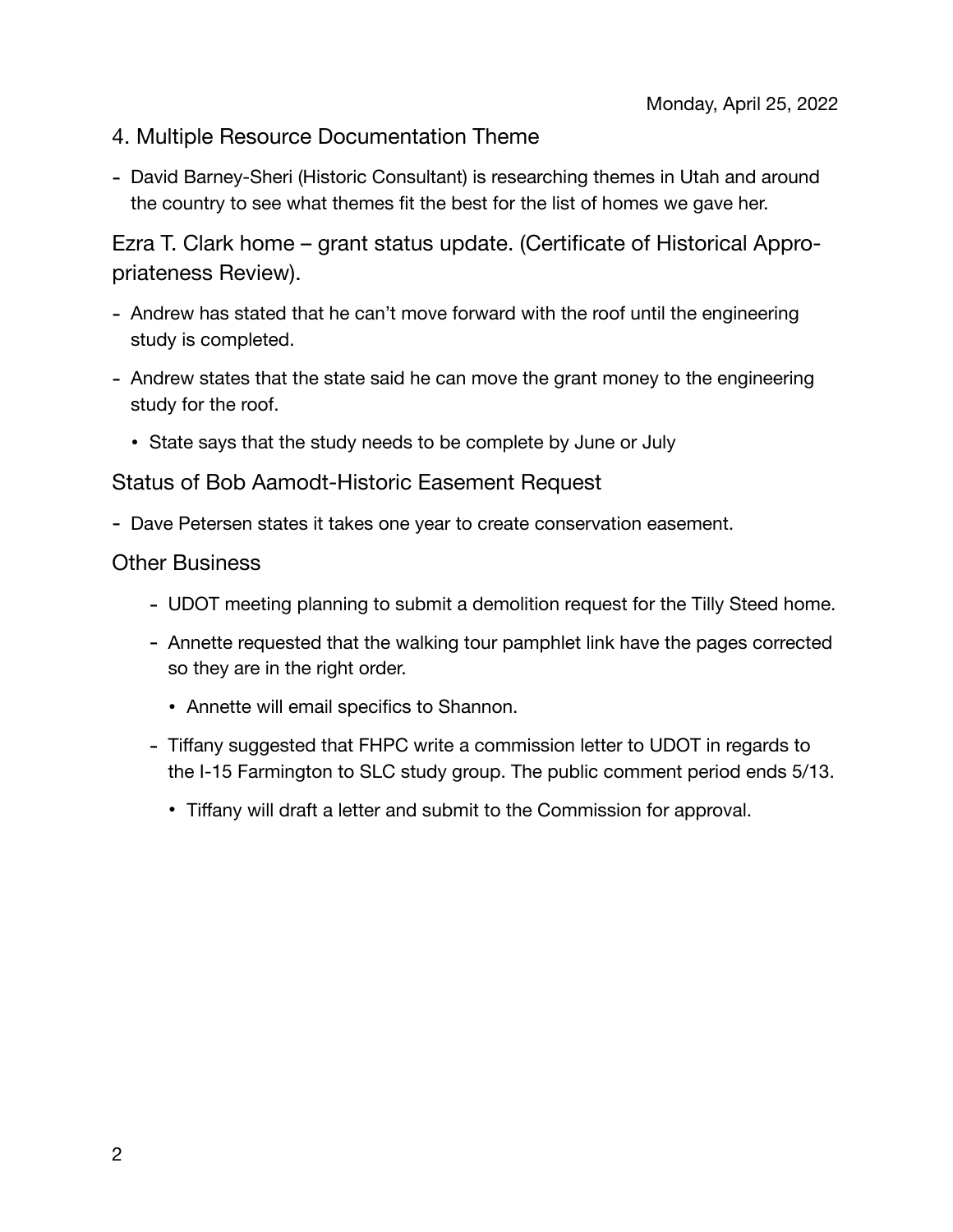Monday, April 25, 2022

## 4. Multiple Resource Documentation Theme

- David Barney-Sheri (Historic Consultant) is researching themes in Utah and around the country to see what themes fit the best for the list of homes we gave her.

## Ezra T. Clark home – grant status update. (Certificate of Historical Appropriateness Review).

- Andrew has stated that he can't move forward with the roof until the engineering study is completed.
- Andrew states that the state said he can move the grant money to the engineering study for the roof.
  - State says that the study needs to be complete by June or July

## Status of Bob Aamodt-Historic Easement Request

- Dave Petersen states it takes one year to create conservation easement.

## Other Business

- UDOT meeting planning to submit a demolition request for the Tilly Steed home.
- Annette requested that the walking tour pamphlet link have the pages corrected so they are in the right order.
  - Annette will email specifics to Shannon.
- Tiffany suggested that FHPC write a commission letter to UDOT in regards to the I-15 Farmington to SLC study group. The public comment period ends 5/13.
  - Tiffany will draft a letter and submit to the Commission for approval.